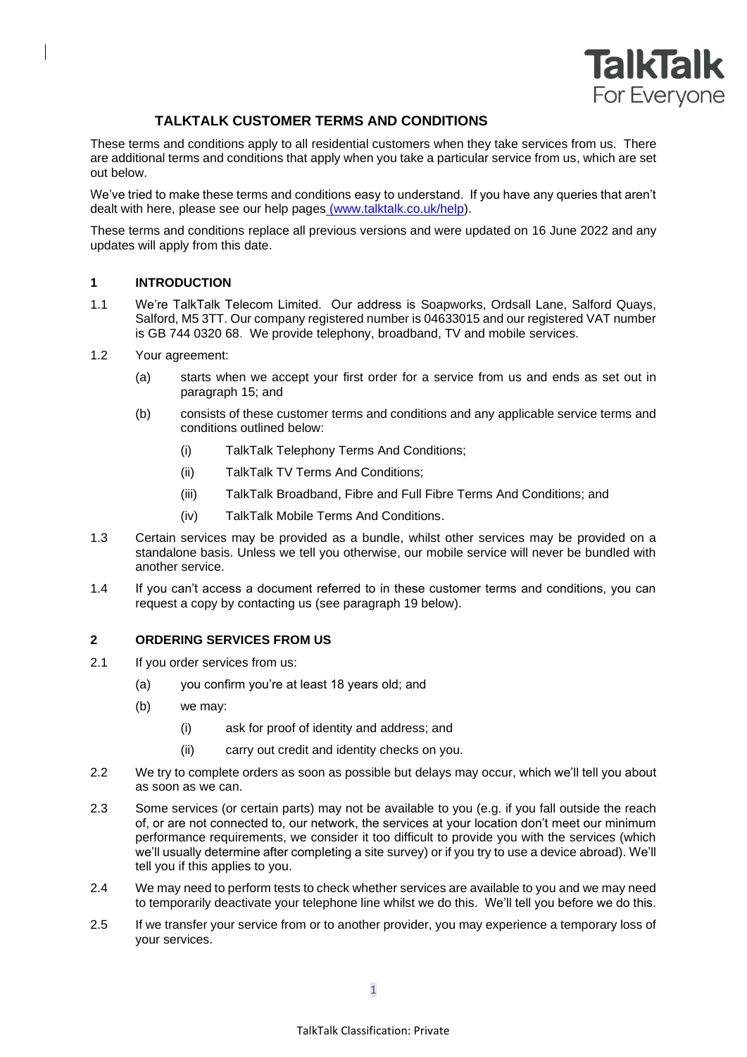# TALKTALK CUSTOMER TERMS AND CONDITIONS

These terms and conditions apply to all residential customers when they take services from us. There are additional terms and conditions that apply when you take a particular service from us, which are set out below.

We've tried to make these terms and conditions easy to understand. If you have any queries that aren't dealt with here, please see our help pages (www.talktalk.co.uk/help).

These terms and conditions replace all previous versions and were updated on 16 June 2022 and any updates will apply from this date.

## 1 INTRODUCTION

1.1 We're TalkTalk Telecom Limited. Our address is Soapworks, Ordsall Lane, Salford Quays, Salford, M5 3TT. Our company registered number is 04633015 and our registered VAT number is GB 744 0320 68. We provide telephony, broadband, TV and mobile services.

1.2 Your agreement:

- (a) starts when we accept your first order for a service from us and ends as set out in paragraph 15; and
- (b) consists of these customer terms and conditions and any applicable service terms and conditions outlined below:
  - (i) TalkTalk Telephony Terms And Conditions;
  - (ii) TalkTalk TV Terms And Conditions;
  - (iii) TalkTalk Broadband, Fibre and Full Fibre Terms And Conditions; and
  - (iv) TalkTalk Mobile Terms And Conditions.

1.3 Certain services may be provided as a bundle, whilst other services may be provided on a standalone basis. Unless we tell you otherwise, our mobile service will never be bundled with another service.

1.4 If you can't access a document referred to in these customer terms and conditions, you can request a copy by contacting us (see paragraph 19 below).

## 2 ORDERING SERVICES FROM US

2.1 If you order services from us:

- (a) you confirm you're at least 18 years old; and
- (b) we may:
  - (i) ask for proof of identity and address; and
  - (ii) carry out credit and identity checks on you.

2.2 We try to complete orders as soon as possible but delays may occur, which we'll tell you about as soon as we can.

2.3 Some services (or certain parts) may not be available to you (e.g. if you fall outside the reach of, or are not connected to, our network, the services at your location don't meet our minimum performance requirements, we consider it too difficult to provide you with the services (which we'll usually determine after completing a site survey) or if you try to use a device abroad). We'll tell you if this applies to you.

2.4 We may need to perform tests to check whether services are available to you and we may need to temporarily deactivate your telephone line whilst we do this. We'll tell you before we do this.

2.5 If we transfer your service from or to another provider, you may experience a temporary loss of your services.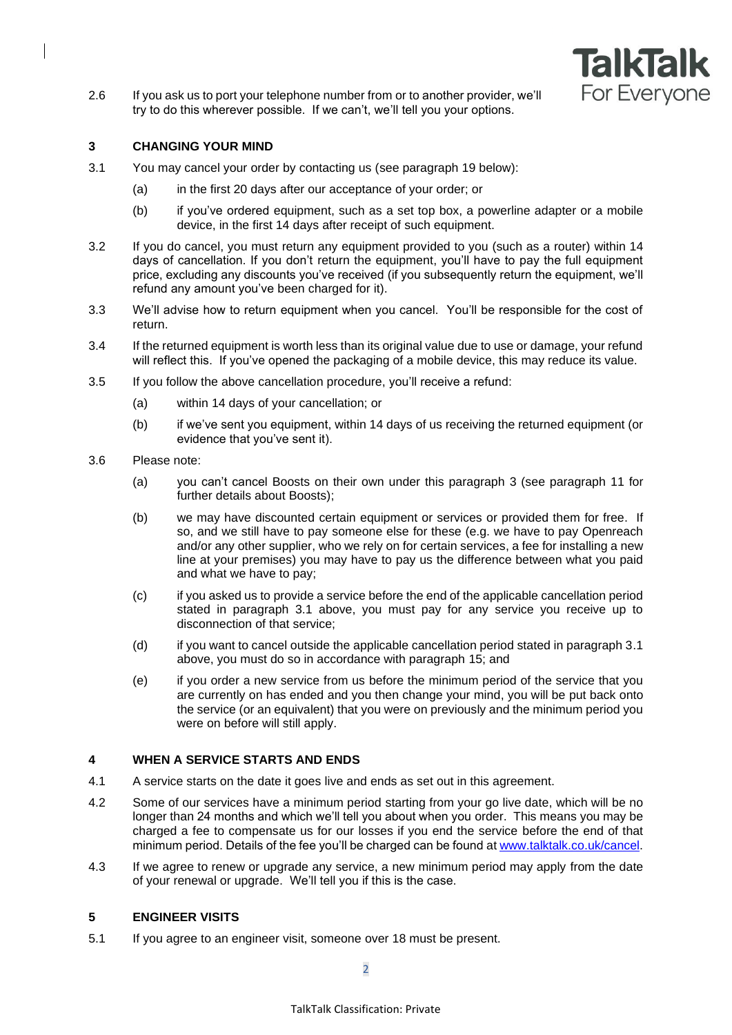2.6 If you ask us to port your telephone number from or to another provider, we'll try to do this wherever possible. If we can't, we'll tell you your options.

## 3 CHANGING YOUR MIND

3.1 You may cancel your order by contacting us (see paragraph 19 below):

(a) in the first 20 days after our acceptance of your order; or

(b) if you've ordered equipment, such as a set top box, a powerline adapter or a mobile device, in the first 14 days after receipt of such equipment.

3.2 If you do cancel, you must return any equipment provided to you (such as a router) within 14 days of cancellation. If you don't return the equipment, you'll have to pay the full equipment price, excluding any discounts you've received (if you subsequently return the equipment, we'll refund any amount you've been charged for it).

3.3 We'll advise how to return equipment when you cancel. You'll be responsible for the cost of return.

3.4 If the returned equipment is worth less than its original value due to use or damage, your refund will reflect this. If you've opened the packaging of a mobile device, this may reduce its value.

3.5 If you follow the above cancellation procedure, you'll receive a refund:

(a) within 14 days of your cancellation; or

(b) if we've sent you equipment, within 14 days of us receiving the returned equipment (or evidence that you've sent it).

3.6 Please note:

(a) you can't cancel Boosts on their own under this paragraph 3 (see paragraph 11 for further details about Boosts);

(b) we may have discounted certain equipment or services or provided them for free. If so, and we still have to pay someone else for these (e.g. we have to pay Openreach and/or any other supplier, who we rely on for certain services, a fee for installing a new line at your premises) you may have to pay us the difference between what you paid and what we have to pay;

(c) if you asked us to provide a service before the end of the applicable cancellation period stated in paragraph 3.1 above, you must pay for any service you receive up to disconnection of that service;

(d) if you want to cancel outside the applicable cancellation period stated in paragraph 3.1 above, you must do so in accordance with paragraph 15; and

(e) if you order a new service from us before the minimum period of the service that you are currently on has ended and you then change your mind, you will be put back onto the service (or an equivalent) that you were on previously and the minimum period you were on before will still apply.

## 4 WHEN A SERVICE STARTS AND ENDS

4.1 A service starts on the date it goes live and ends as set out in this agreement.

4.2 Some of our services have a minimum period starting from your go live date, which will be no longer than 24 months and which we'll tell you about when you order. This means you may be charged a fee to compensate us for our losses if you end the service before the end of that minimum period. Details of the fee you'll be charged can be found at [www.talktalk.co.uk/cancel](www.talktalk.co.uk/cancel).

4.3 If we agree to renew or upgrade any service, a new minimum period may apply from the date of your renewal or upgrade. We'll tell you if this is the case.

## 5 ENGINEER VISITS

5.1 If you agree to an engineer visit, someone over 18 must be present.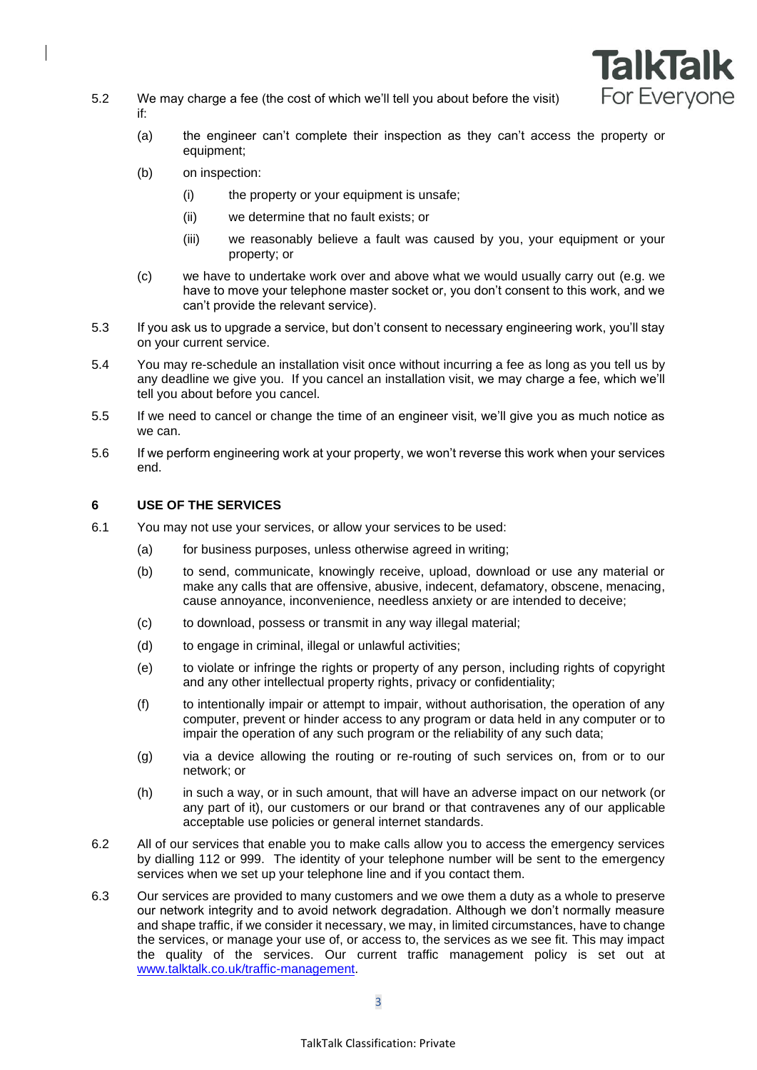5.2 We may charge a fee (the cost of which we'll tell you about before the visit) if:

(a) the engineer can't complete their inspection as they can't access the property or equipment;

(b) on inspection:

(i) the property or your equipment is unsafe;

(ii) we determine that no fault exists; or

(iii) we reasonably believe a fault was caused by you, your equipment or your property; or

(c) we have to undertake work over and above what we would usually carry out (e.g. we have to move your telephone master socket or, you don't consent to this work, and we can't provide the relevant service).

5.3 If you ask us to upgrade a service, but don't consent to necessary engineering work, you'll stay on your current service.

5.4 You may re-schedule an installation visit once without incurring a fee as long as you tell us by any deadline we give you. If you cancel an installation visit, we may charge a fee, which we'll tell you about before you cancel.

5.5 If we need to cancel or change the time of an engineer visit, we'll give you as much notice as we can.

5.6 If we perform engineering work at your property, we won't reverse this work when your services end.

## 6 USE OF THE SERVICES

6.1 You may not use your services, or allow your services to be used:

(a) for business purposes, unless otherwise agreed in writing;

(b) to send, communicate, knowingly receive, upload, download or use any material or make any calls that are offensive, abusive, indecent, defamatory, obscene, menacing, cause annoyance, inconvenience, needless anxiety or are intended to deceive;

(c) to download, possess or transmit in any way illegal material;

(d) to engage in criminal, illegal or unlawful activities;

(e) to violate or infringe the rights or property of any person, including rights of copyright and any other intellectual property rights, privacy or confidentiality;

(f) to intentionally impair or attempt to impair, without authorisation, the operation of any computer, prevent or hinder access to any program or data held in any computer or to impair the operation of any such program or the reliability of any such data;

(g) via a device allowing the routing or re-routing of such services on, from or to our network; or

(h) in such a way, or in such amount, that will have an adverse impact on our network (or any part of it), our customers or our brand or that contravenes any of our applicable acceptable use policies or general internet standards.

6.2 All of our services that enable you to make calls allow you to access the emergency services by dialling 112 or 999. The identity of your telephone number will be sent to the emergency services when we set up your telephone line and if you contact them.

6.3 Our services are provided to many customers and we owe them a duty as a whole to preserve our network integrity and to avoid network degradation. Although we don't normally measure and shape traffic, if we consider it necessary, we may, in limited circumstances, have to change the services, or manage your use of, or access to, the services as we see fit. This may impact the quality of the services. Our current traffic management policy is set out at [www.talktalk.co.uk/traffic-management](http://www.talktalk.co.uk/traffic-management).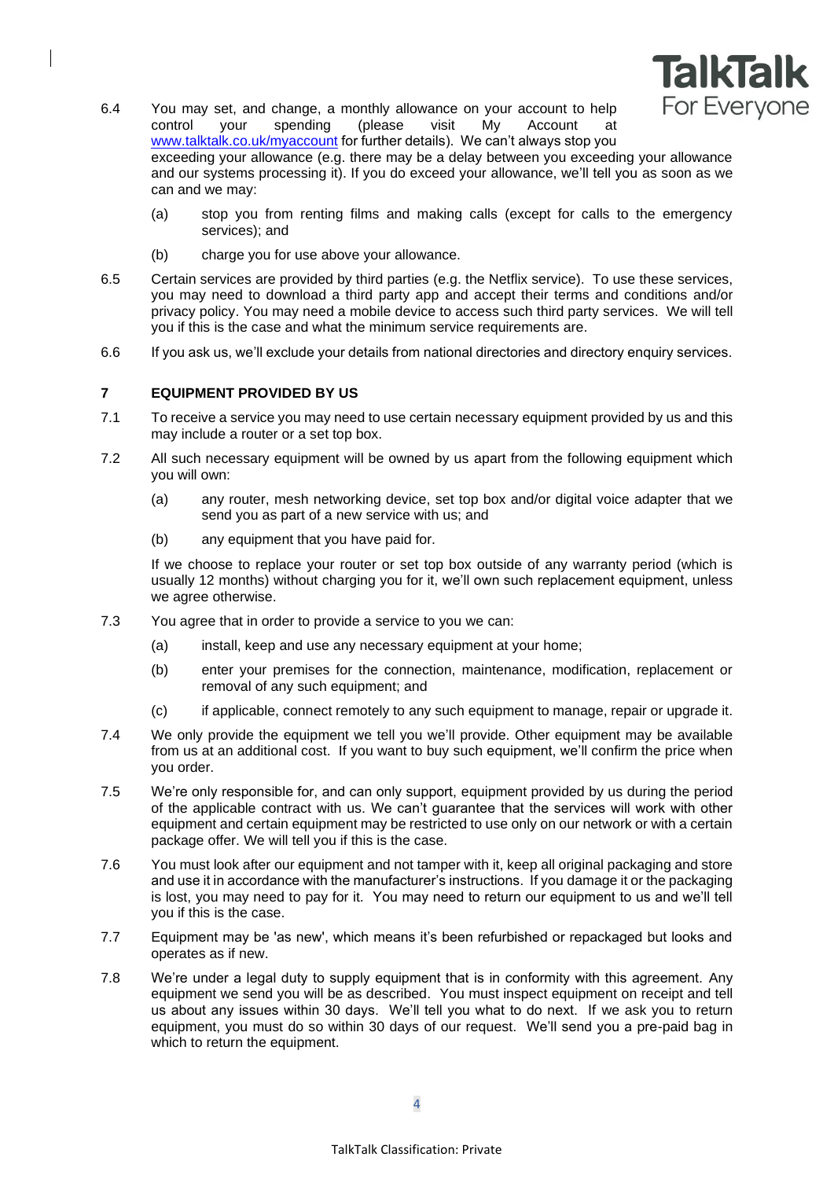6.4 You may set, and change, a monthly allowance on your account to help control your spending (please visit My Account at [www.talktalk.co.uk/myaccount](http://www.talktalk.co.uk/myaccount) for further details). We can't always stop you exceeding your allowance (e.g. there may be a delay between you exceeding your allowance and our systems processing it). If you do exceed your allowance, we'll tell you as soon as we can and we may:

(a) stop you from renting films and making calls (except for calls to the emergency services); and

(b) charge you for use above your allowance.

6.5 Certain services are provided by third parties (e.g. the Netflix service). To use these services, you may need to download a third party app and accept their terms and conditions and/or privacy policy. You may need a mobile device to access such third party services. We will tell you if this is the case and what the minimum service requirements are.

6.6 If you ask us, we'll exclude your details from national directories and directory enquiry services.

## 7 EQUIPMENT PROVIDED BY US

7.1 To receive a service you may need to use certain necessary equipment provided by us and this may include a router or a set top box.

7.2 All such necessary equipment will be owned by us apart from the following equipment which you will own:

(a) any router, mesh networking device, set top box and/or digital voice adapter that we send you as part of a new service with us; and

(b) any equipment that you have paid for.

If we choose to replace your router or set top box outside of any warranty period (which is usually 12 months) without charging you for it, we'll own such replacement equipment, unless we agree otherwise.

7.3 You agree that in order to provide a service to you we can:

(a) install, keep and use any necessary equipment at your home;

(b) enter your premises for the connection, maintenance, modification, replacement or removal of any such equipment; and

(c) if applicable, connect remotely to any such equipment to manage, repair or upgrade it.

7.4 We only provide the equipment we tell you we'll provide. Other equipment may be available from us at an additional cost. If you want to buy such equipment, we'll confirm the price when you order.

7.5 We're only responsible for, and can only support, equipment provided by us during the period of the applicable contract with us. We can't guarantee that the services will work with other equipment and certain equipment may be restricted to use only on our network or with a certain package offer. We will tell you if this is the case.

7.6 You must look after our equipment and not tamper with it, keep all original packaging and store and use it in accordance with the manufacturer's instructions. If you damage it or the packaging is lost, you may need to pay for it. You may need to return our equipment to us and we'll tell you if this is the case.

7.7 Equipment may be 'as new', which means it's been refurbished or repackaged but looks and operates as if new.

7.8 We're under a legal duty to supply equipment that is in conformity with this agreement. Any equipment we send you will be as described. You must inspect equipment on receipt and tell us about any issues within 30 days. We'll tell you what to do next. If we ask you to return equipment, you must do so within 30 days of our request. We'll send you a pre-paid bag in which to return the equipment.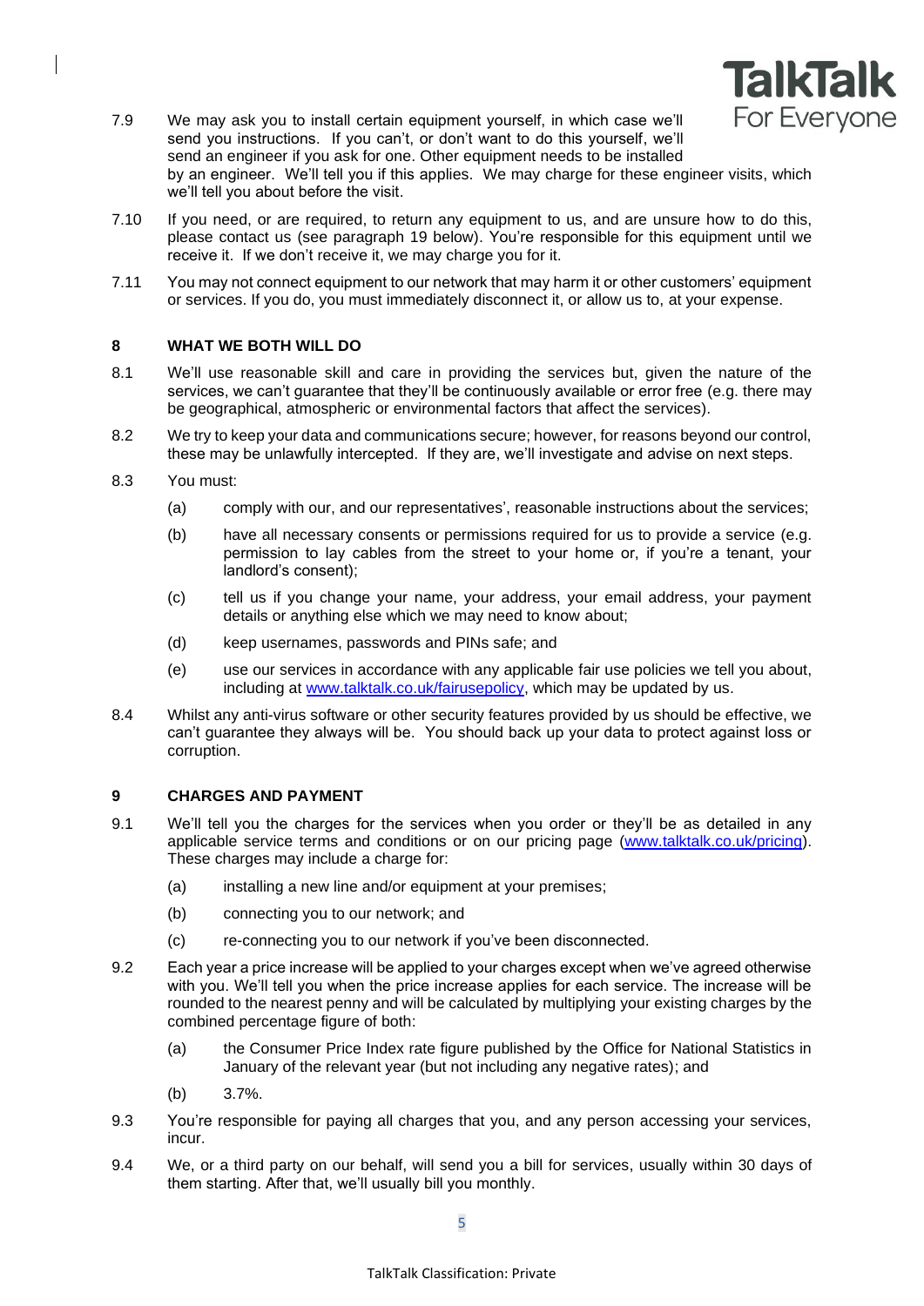7.9 We may ask you to install certain equipment yourself, in which case we'll send you instructions. If you can't, or don't want to do this yourself, we'll send an engineer if you ask for one. Other equipment needs to be installed by an engineer. We'll tell you if this applies. We may charge for these engineer visits, which we'll tell you about before the visit.

7.10 If you need, or are required, to return any equipment to us, and are unsure how to do this, please contact us (see paragraph 19 below). You're responsible for this equipment until we receive it. If we don't receive it, we may charge you for it.

7.11 You may not connect equipment to our network that may harm it or other customers' equipment or services. If you do, you must immediately disconnect it, or allow us to, at your expense.

## 8 WHAT WE BOTH WILL DO

8.1 We'll use reasonable skill and care in providing the services but, given the nature of the services, we can't guarantee that they'll be continuously available or error free (e.g. there may be geographical, atmospheric or environmental factors that affect the services).

8.2 We try to keep your data and communications secure; however, for reasons beyond our control, these may be unlawfully intercepted. If they are, we'll investigate and advise on next steps.

8.3 You must:

(a) comply with our, and our representatives', reasonable instructions about the services;

(b) have all necessary consents or permissions required for us to provide a service (e.g. permission to lay cables from the street to your home or, if you're a tenant, your landlord's consent);

(c) tell us if you change your name, your address, your email address, your payment details or anything else which we may need to know about;

(d) keep usernames, passwords and PINs safe; and

(e) use our services in accordance with any applicable fair use policies we tell you about, including at [www.talktalk.co.uk/fairusepolicy](http://www.talktalk.co.uk/fairusepolicy), which may be updated by us.

8.4 Whilst any anti-virus software or other security features provided by us should be effective, we can't guarantee they always will be. You should back up your data to protect against loss or corruption.

## 9 CHARGES AND PAYMENT

9.1 We'll tell you the charges for the services when you order or they'll be as detailed in any applicable service terms and conditions or on our pricing page ([www.talktalk.co.uk/pricing](http://www.talktalk.co.uk/pricing)). These charges may include a charge for:

(a) installing a new line and/or equipment at your premises;

(b) connecting you to our network; and

(c) re-connecting you to our network if you've been disconnected.

9.2 Each year a price increase will be applied to your charges except when we've agreed otherwise with you. We'll tell you when the price increase applies for each service. The increase will be rounded to the nearest penny and will be calculated by multiplying your existing charges by the combined percentage figure of both:

(a) the Consumer Price Index rate figure published by the Office for National Statistics in January of the relevant year (but not including any negative rates); and

(b) 3.7%.

9.3 You're responsible for paying all charges that you, and any person accessing your services, incur.

9.4 We, or a third party on our behalf, will send you a bill for services, usually within 30 days of them starting. After that, we'll usually bill you monthly.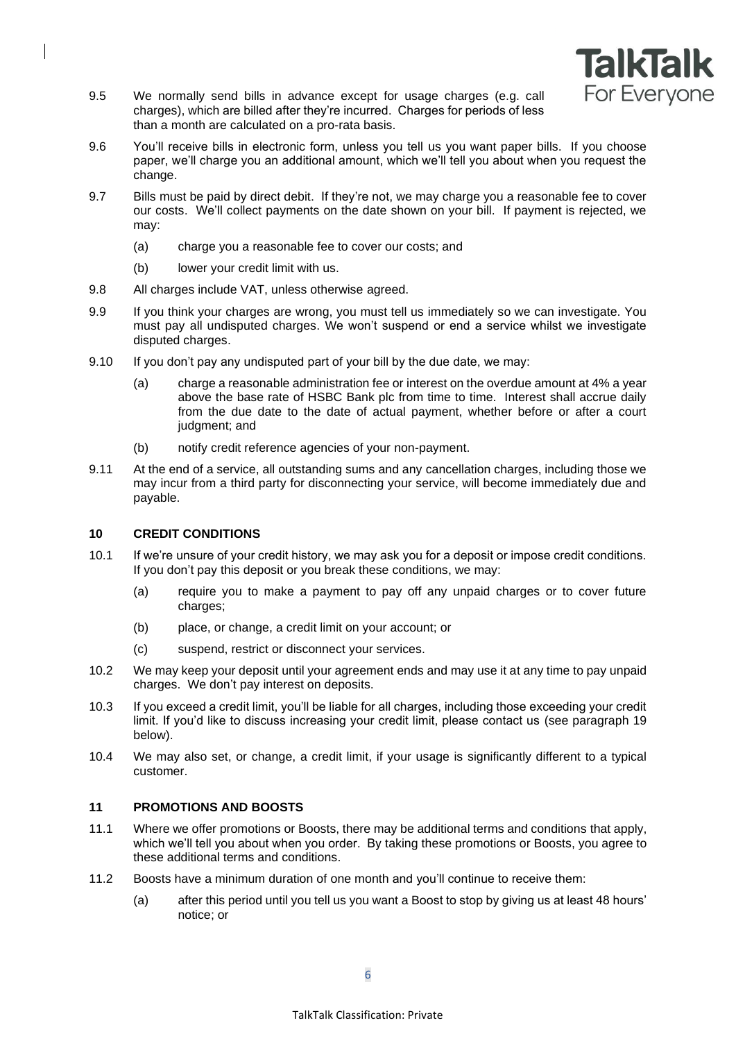9.5 We normally send bills in advance except for usage charges (e.g. call charges), which are billed after they're incurred. Charges for periods of less than a month are calculated on a pro-rata basis.

9.6 You'll receive bills in electronic form, unless you tell us you want paper bills. If you choose paper, we'll charge you an additional amount, which we'll tell you about when you request the change.

9.7 Bills must be paid by direct debit. If they're not, we may charge you a reasonable fee to cover our costs. We'll collect payments on the date shown on your bill. If payment is rejected, we may:

- (a) charge you a reasonable fee to cover our costs; and
- (b) lower your credit limit with us.

9.8 All charges include VAT, unless otherwise agreed.

9.9 If you think your charges are wrong, you must tell us immediately so we can investigate. You must pay all undisputed charges. We won't suspend or end a service whilst we investigate disputed charges.

9.10 If you don't pay any undisputed part of your bill by the due date, we may:

- (a) charge a reasonable administration fee or interest on the overdue amount at 4% a year above the base rate of HSBC Bank plc from time to time. Interest shall accrue daily from the due date to the date of actual payment, whether before or after a court judgment; and
- (b) notify credit reference agencies of your non-payment.

9.11 At the end of a service, all outstanding sums and any cancellation charges, including those we may incur from a third party for disconnecting your service, will become immediately due and payable.

## 10 CREDIT CONDITIONS

10.1 If we're unsure of your credit history, we may ask you for a deposit or impose credit conditions. If you don't pay this deposit or you break these conditions, we may:

- (a) require you to make a payment to pay off any unpaid charges or to cover future charges;
- (b) place, or change, a credit limit on your account; or
- (c) suspend, restrict or disconnect your services.

10.2 We may keep your deposit until your agreement ends and may use it at any time to pay unpaid charges. We don't pay interest on deposits.

10.3 If you exceed a credit limit, you'll be liable for all charges, including those exceeding your credit limit. If you'd like to discuss increasing your credit limit, please contact us (see paragraph 19 below).

10.4 We may also set, or change, a credit limit, if your usage is significantly different to a typical customer.

## 11 PROMOTIONS AND BOOSTS

11.1 Where we offer promotions or Boosts, there may be additional terms and conditions that apply, which we'll tell you about when you order. By taking these promotions or Boosts, you agree to these additional terms and conditions.

11.2 Boosts have a minimum duration of one month and you'll continue to receive them:

- (a) after this period until you tell us you want a Boost to stop by giving us at least 48 hours' notice; or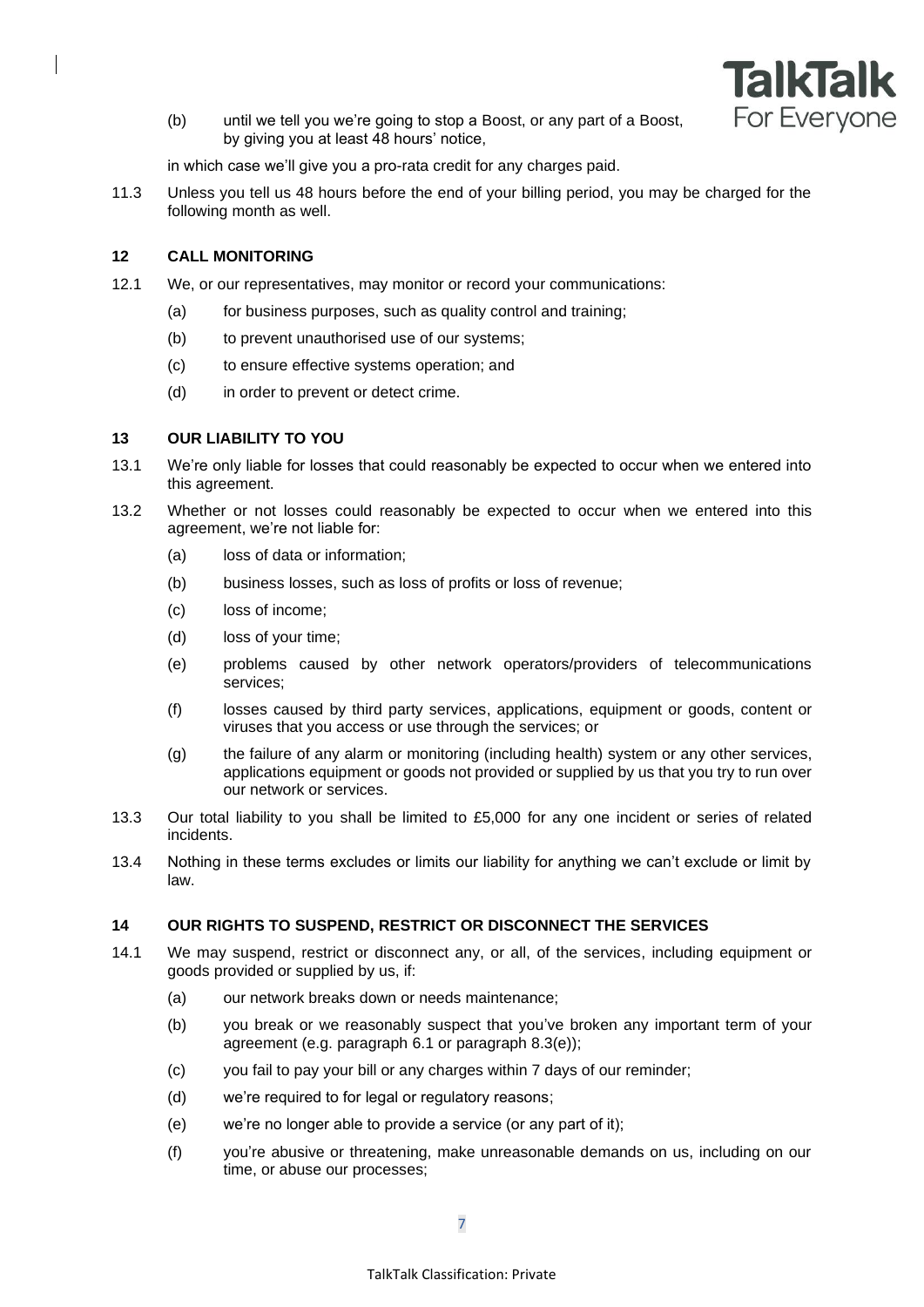(b) until we tell you we're going to stop a Boost, or any part of a Boost, by giving you at least 48 hours' notice,

in which case we'll give you a pro-rata credit for any charges paid.

11.3 Unless you tell us 48 hours before the end of your billing period, you may be charged for the following month as well.

## 12 CALL MONITORING

12.1 We, or our representatives, may monitor or record your communications:

(a) for business purposes, such as quality control and training;

(b) to prevent unauthorised use of our systems;

(c) to ensure effective systems operation; and

(d) in order to prevent or detect crime.

## 13 OUR LIABILITY TO YOU

13.1 We're only liable for losses that could reasonably be expected to occur when we entered into this agreement.

13.2 Whether or not losses could reasonably be expected to occur when we entered into this agreement, we're not liable for:

(a) loss of data or information;

(b) business losses, such as loss of profits or loss of revenue;

(c) loss of income;

(d) loss of your time;

(e) problems caused by other network operators/providers of telecommunications services;

(f) losses caused by third party services, applications, equipment or goods, content or viruses that you access or use through the services; or

(g) the failure of any alarm or monitoring (including health) system or any other services, applications equipment or goods not provided or supplied by us that you try to run over our network or services.

13.3 Our total liability to you shall be limited to £5,000 for any one incident or series of related incidents.

13.4 Nothing in these terms excludes or limits our liability for anything we can't exclude or limit by law.

## 14 OUR RIGHTS TO SUSPEND, RESTRICT OR DISCONNECT THE SERVICES

14.1 We may suspend, restrict or disconnect any, or all, of the services, including equipment or goods provided or supplied by us, if:

(a) our network breaks down or needs maintenance;

(b) you break or we reasonably suspect that you've broken any important term of your agreement (e.g. paragraph 6.1 or paragraph 8.3(e));

(c) you fail to pay your bill or any charges within 7 days of our reminder;

(d) we're required to for legal or regulatory reasons;

(e) we're no longer able to provide a service (or any part of it);

(f) you're abusive or threatening, make unreasonable demands on us, including on our time, or abuse our processes;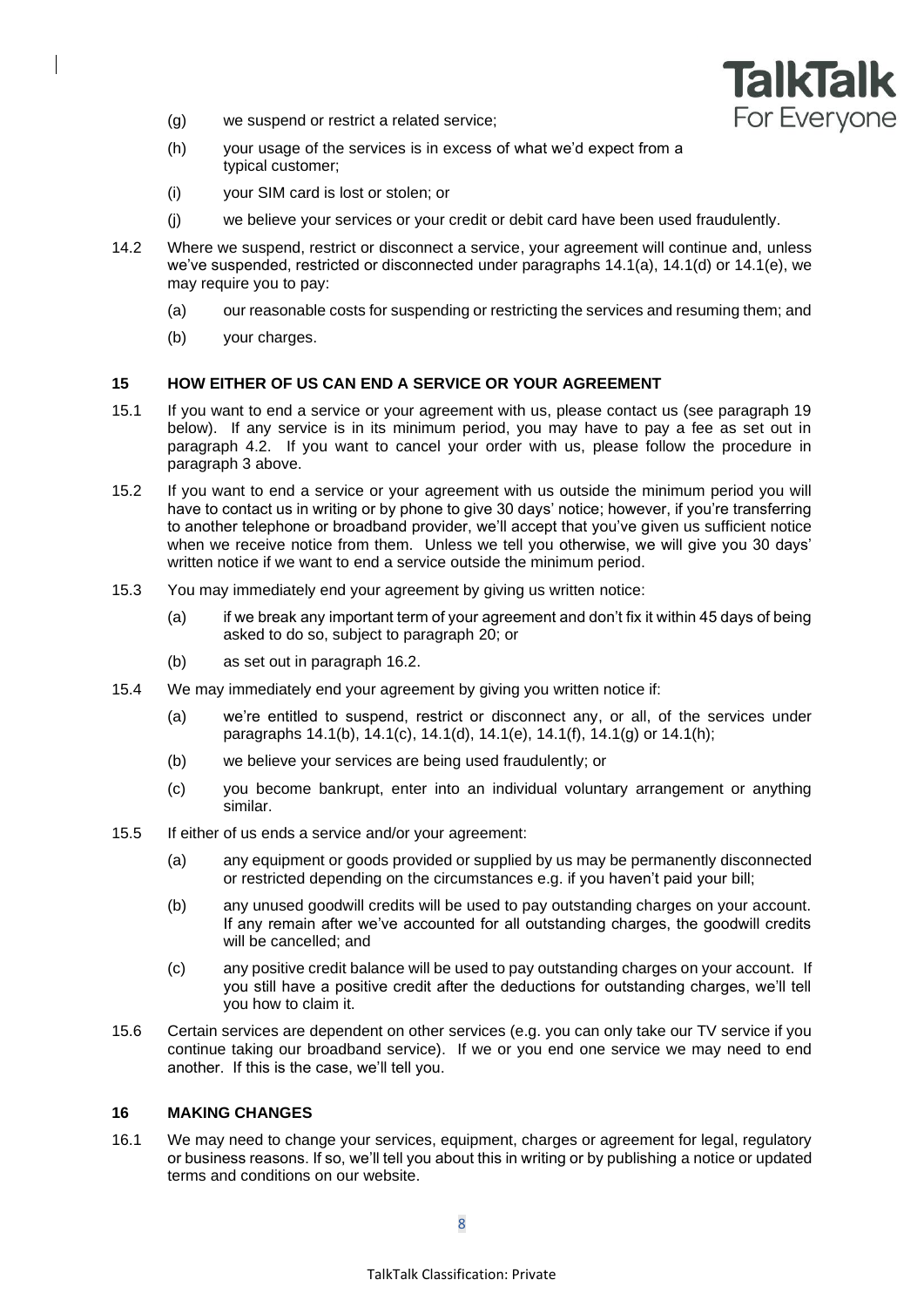(g) we suspend or restrict a related service;

(h) your usage of the services is in excess of what we'd expect from a typical customer;

(i) your SIM card is lost or stolen; or

(j) we believe your services or your credit or debit card have been used fraudulently.

14.2 Where we suspend, restrict or disconnect a service, your agreement will continue and, unless we've suspended, restricted or disconnected under paragraphs 14.1(a), 14.1(d) or 14.1(e), we may require you to pay:

(a) our reasonable costs for suspending or restricting the services and resuming them; and

(b) your charges.

## 15 HOW EITHER OF US CAN END A SERVICE OR YOUR AGREEMENT

15.1 If you want to end a service or your agreement with us, please contact us (see paragraph 19 below). If any service is in its minimum period, you may have to pay a fee as set out in paragraph 4.2. If you want to cancel your order with us, please follow the procedure in paragraph 3 above.

15.2 If you want to end a service or your agreement with us outside the minimum period you will have to contact us in writing or by phone to give 30 days' notice; however, if you're transferring to another telephone or broadband provider, we'll accept that you've given us sufficient notice when we receive notice from them. Unless we tell you otherwise, we will give you 30 days' written notice if we want to end a service outside the minimum period.

15.3 You may immediately end your agreement by giving us written notice:

(a) if we break any important term of your agreement and don't fix it within 45 days of being asked to do so, subject to paragraph 20; or

(b) as set out in paragraph 16.2.

15.4 We may immediately end your agreement by giving you written notice if:

(a) we're entitled to suspend, restrict or disconnect any, or all, of the services under paragraphs 14.1(b), 14.1(c), 14.1(d), 14.1(e), 14.1(f), 14.1(g) or 14.1(h);

(b) we believe your services are being used fraudulently; or

(c) you become bankrupt, enter into an individual voluntary arrangement or anything similar.

15.5 If either of us ends a service and/or your agreement:

(a) any equipment or goods provided or supplied by us may be permanently disconnected or restricted depending on the circumstances e.g. if you haven't paid your bill;

(b) any unused goodwill credits will be used to pay outstanding charges on your account. If any remain after we've accounted for all outstanding charges, the goodwill credits will be cancelled; and

(c) any positive credit balance will be used to pay outstanding charges on your account. If you still have a positive credit after the deductions for outstanding charges, we'll tell you how to claim it.

15.6 Certain services are dependent on other services (e.g. you can only take our TV service if you continue taking our broadband service). If we or you end one service we may need to end another. If this is the case, we'll tell you.

## 16 MAKING CHANGES

16.1 We may need to change your services, equipment, charges or agreement for legal, regulatory or business reasons. If so, we'll tell you about this in writing or by publishing a notice or updated terms and conditions on our website.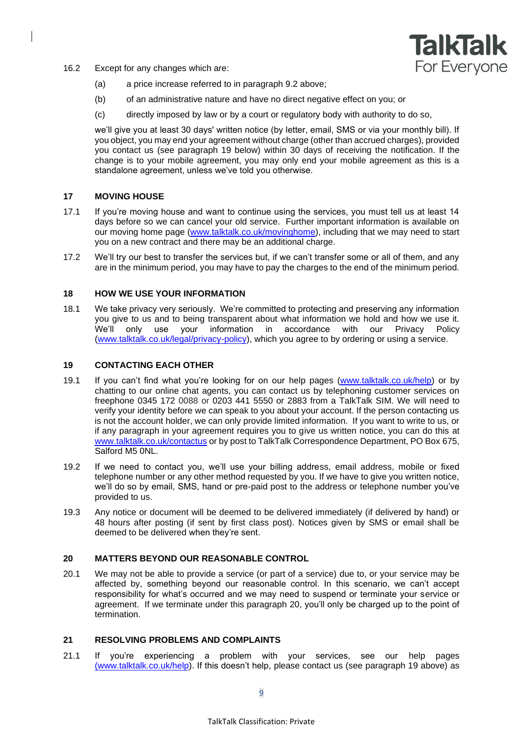16.2 Except for any changes which are:

(a) a price increase referred to in paragraph 9.2 above;

(b) of an administrative nature and have no direct negative effect on you; or

(c) directly imposed by law or by a court or regulatory body with authority to do so,

we'll give you at least 30 days' written notice (by letter, email, SMS or via your monthly bill). If you object, you may end your agreement without charge (other than accrued charges), provided you contact us (see paragraph 19 below) within 30 days of receiving the notification. If the change is to your mobile agreement, you may only end your mobile agreement as this is a standalone agreement, unless we've told you otherwise.

## 17 MOVING HOUSE

17.1 If you're moving house and want to continue using the services, you must tell us at least 14 days before so we can cancel your old service. Further important information is available on our moving home page (www.talktalk.co.uk/movinghome), including that we may need to start you on a new contract and there may be an additional charge.

17.2 We'll try our best to transfer the services but, if we can't transfer some or all of them, and any are in the minimum period, you may have to pay the charges to the end of the minimum period.

## 18 HOW WE USE YOUR INFORMATION

18.1 We take privacy very seriously. We're committed to protecting and preserving any information you give to us and to being transparent about what information we hold and how we use it. We'll only use your information in accordance with our Privacy Policy (www.talktalk.co.uk/legal/privacy-policy), which you agree to by ordering or using a service.

## 19 CONTACTING EACH OTHER

19.1 If you can't find what you're looking for on our help pages (www.talktalk.co.uk/help) or by chatting to our online chat agents, you can contact us by telephoning customer services on freephone 0345 172 0088 or 0203 441 5550 or 2883 from a TalkTalk SIM. We will need to verify your identity before we can speak to you about your account. If the person contacting us is not the account holder, we can only provide limited information. If you want to write to us, or if any paragraph in your agreement requires you to give us written notice, you can do this at www.talktalk.co.uk/contactus or by post to TalkTalk Correspondence Department, PO Box 675, Salford M5 0NL.

19.2 If we need to contact you, we'll use your billing address, email address, mobile or fixed telephone number or any other method requested by you. If we have to give you written notice, we'll do so by email, SMS, hand or pre-paid post to the address or telephone number you've provided to us.

19.3 Any notice or document will be deemed to be delivered immediately (if delivered by hand) or 48 hours after posting (if sent by first class post). Notices given by SMS or email shall be deemed to be delivered when they're sent.

## 20 MATTERS BEYOND OUR REASONABLE CONTROL

20.1 We may not be able to provide a service (or part of a service) due to, or your service may be affected by, something beyond our reasonable control. In this scenario, we can't accept responsibility for what's occurred and we may need to suspend or terminate your service or agreement. If we terminate under this paragraph 20, you'll only be charged up to the point of termination.

## 21 RESOLVING PROBLEMS AND COMPLAINTS

21.1 If you're experiencing a problem with your services, see our help pages (www.talktalk.co.uk/help). If this doesn't help, please contact us (see paragraph 19 above) as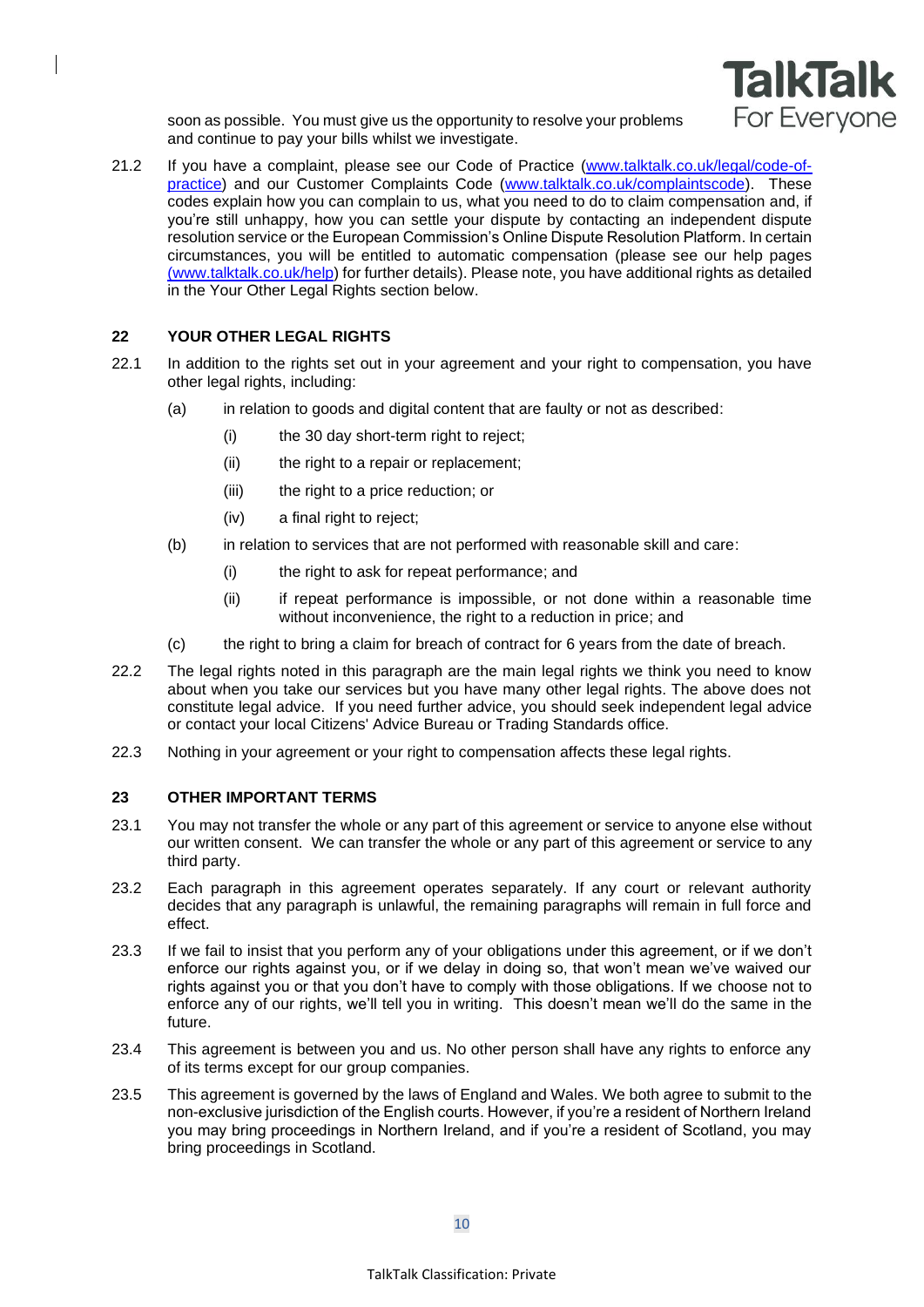soon as possible. You must give us the opportunity to resolve your problems and continue to pay your bills whilst we investigate.

21.2 If you have a complaint, please see our Code of Practice (www.talktalk.co.uk/legal/code-of-practice) and our Customer Complaints Code (www.talktalk.co.uk/complaintscode). These codes explain how you can complain to us, what you need to do to claim compensation and, if you're still unhappy, how you can settle your dispute by contacting an independent dispute resolution service or the European Commission's Online Dispute Resolution Platform. In certain circumstances, you will be entitled to automatic compensation (please see our help pages (www.talktalk.co.uk/help) for further details). Please note, you have additional rights as detailed in the Your Other Legal Rights section below.

## 22 YOUR OTHER LEGAL RIGHTS

22.1 In addition to the rights set out in your agreement and your right to compensation, you have other legal rights, including:

(a) in relation to goods and digital content that are faulty or not as described:

(i) the 30 day short-term right to reject;

(ii) the right to a repair or replacement;

(iii) the right to a price reduction; or

(iv) a final right to reject;

(b) in relation to services that are not performed with reasonable skill and care:

(i) the right to ask for repeat performance; and

(ii) if repeat performance is impossible, or not done within a reasonable time without inconvenience, the right to a reduction in price; and

(c) the right to bring a claim for breach of contract for 6 years from the date of breach.

22.2 The legal rights noted in this paragraph are the main legal rights we think you need to know about when you take our services but you have many other legal rights. The above does not constitute legal advice. If you need further advice, you should seek independent legal advice or contact your local Citizens' Advice Bureau or Trading Standards office.

22.3 Nothing in your agreement or your right to compensation affects these legal rights.

## 23 OTHER IMPORTANT TERMS

23.1 You may not transfer the whole or any part of this agreement or service to anyone else without our written consent. We can transfer the whole or any part of this agreement or service to any third party.

23.2 Each paragraph in this agreement operates separately. If any court or relevant authority decides that any paragraph is unlawful, the remaining paragraphs will remain in full force and effect.

23.3 If we fail to insist that you perform any of your obligations under this agreement, or if we don't enforce our rights against you, or if we delay in doing so, that won't mean we've waived our rights against you or that you don't have to comply with those obligations. If we choose not to enforce any of our rights, we'll tell you in writing. This doesn't mean we'll do the same in the future.

23.4 This agreement is between you and us. No other person shall have any rights to enforce any of its terms except for our group companies.

23.5 This agreement is governed by the laws of England and Wales. We both agree to submit to the non-exclusive jurisdiction of the English courts. However, if you're a resident of Northern Ireland you may bring proceedings in Northern Ireland, and if you're a resident of Scotland, you may bring proceedings in Scotland.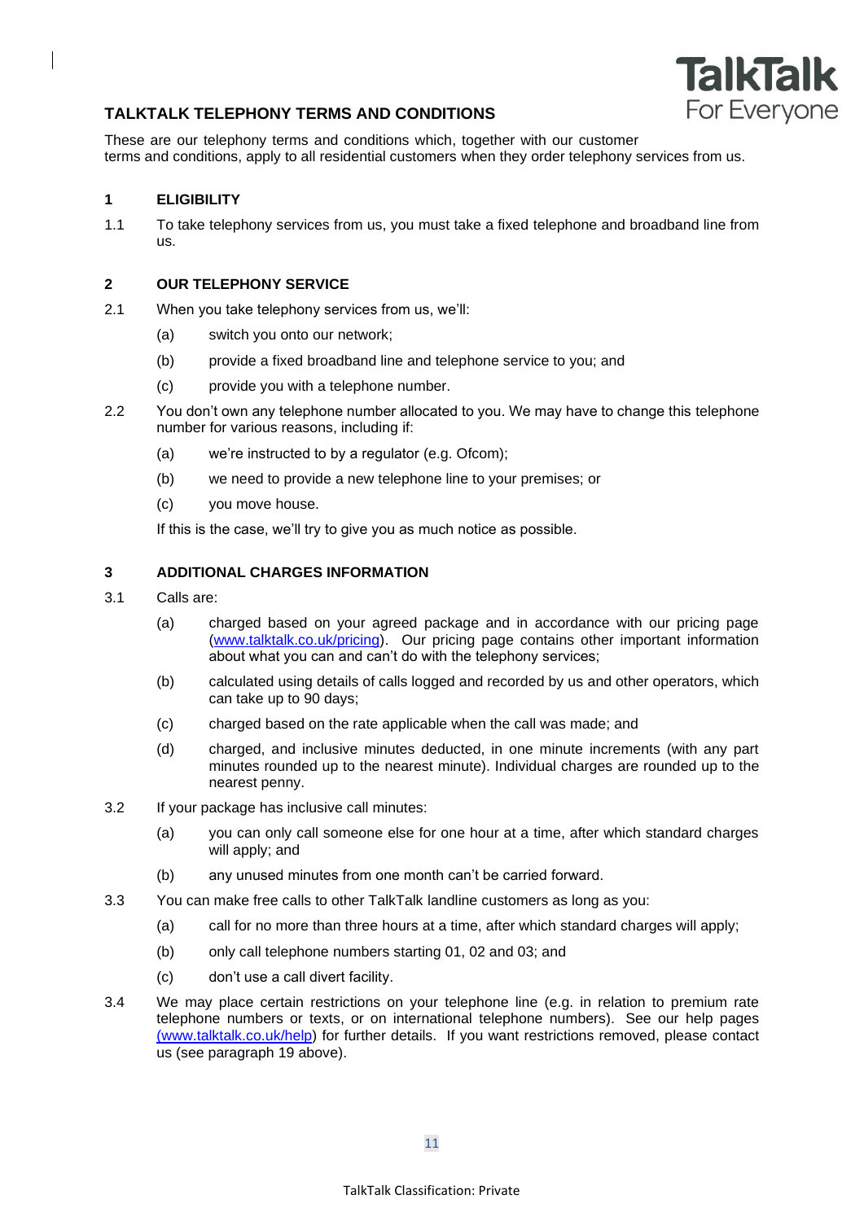## TALKTALK TELEPHONY TERMS AND CONDITIONS

These are our telephony terms and conditions which, together with our customer terms and conditions, apply to all residential customers when they order telephony services from us.

### 1 ELIGIBILITY

1.1 To take telephony services from us, you must take a fixed telephone and broadband line from us.

### 2 OUR TELEPHONY SERVICE

2.1 When you take telephony services from us, we'll:

(a) switch you onto our network;

(b) provide a fixed broadband line and telephone service to you; and

(c) provide you with a telephone number.

2.2 You don't own any telephone number allocated to you. We may have to change this telephone number for various reasons, including if:

(a) we're instructed to by a regulator (e.g. Ofcom);

(b) we need to provide a new telephone line to your premises; or

(c) you move house.

If this is the case, we'll try to give you as much notice as possible.

### 3 ADDITIONAL CHARGES INFORMATION

3.1 Calls are:

(a) charged based on your agreed package and in accordance with our pricing page (www.talktalk.co.uk/pricing). Our pricing page contains other important information about what you can and can't do with the telephony services;

(b) calculated using details of calls logged and recorded by us and other operators, which can take up to 90 days;

(c) charged based on the rate applicable when the call was made; and

(d) charged, and inclusive minutes deducted, in one minute increments (with any part minutes rounded up to the nearest minute). Individual charges are rounded up to the nearest penny.

3.2 If your package has inclusive call minutes:

(a) you can only call someone else for one hour at a time, after which standard charges will apply; and

(b) any unused minutes from one month can't be carried forward.

3.3 You can make free calls to other TalkTalk landline customers as long as you:

(a) call for no more than three hours at a time, after which standard charges will apply;

(b) only call telephone numbers starting 01, 02 and 03; and

(c) don't use a call divert facility.

3.4 We may place certain restrictions on your telephone line (e.g. in relation to premium rate telephone numbers or texts, or on international telephone numbers). See our help pages (www.talktalk.co.uk/help) for further details. If you want restrictions removed, please contact us (see paragraph 19 above).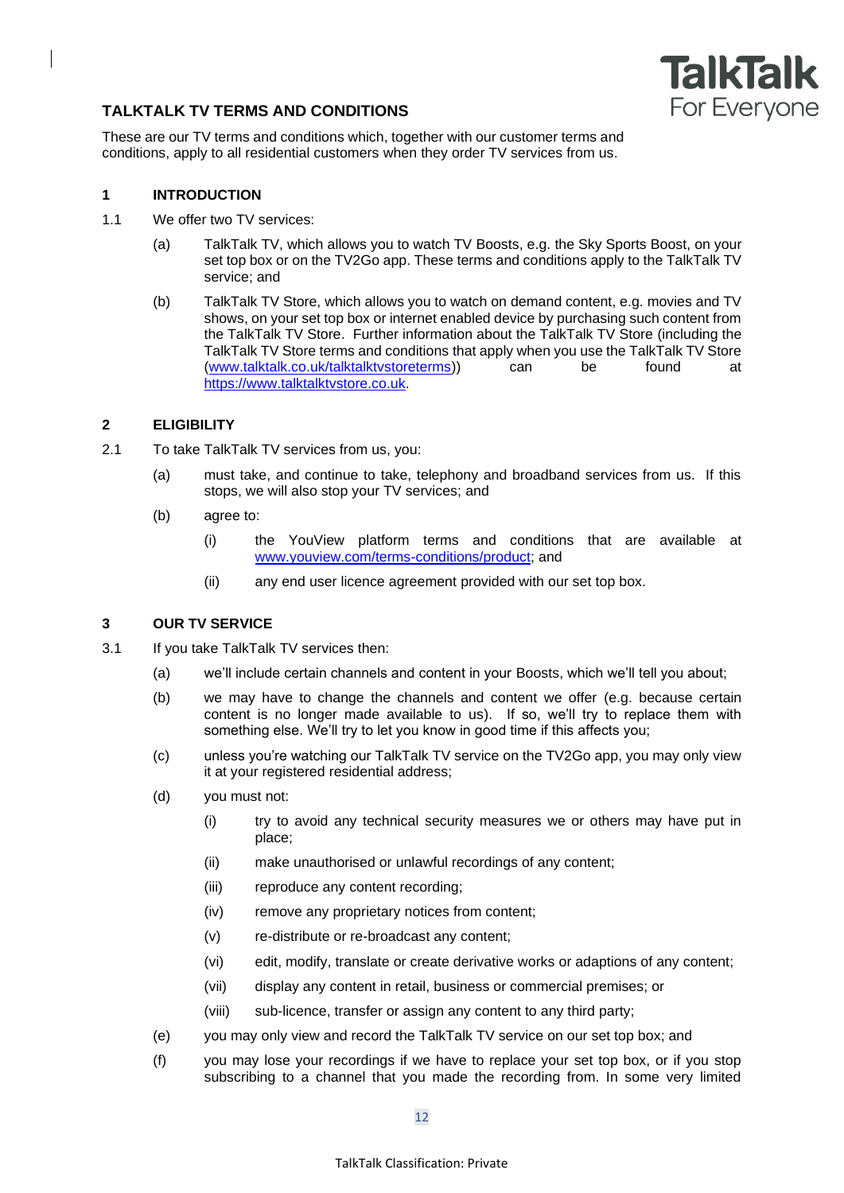## TALKTALK TV TERMS AND CONDITIONS

These are our TV terms and conditions which, together with our customer terms and conditions, apply to all residential customers when they order TV services from us.

### 1 INTRODUCTION

1.1 We offer two TV services:

(a) TalkTalk TV, which allows you to watch TV Boosts, e.g. the Sky Sports Boost, on your set top box or on the TV2Go app. These terms and conditions apply to the TalkTalk TV service; and

(b) TalkTalk TV Store, which allows you to watch on demand content, e.g. movies and TV shows, on your set top box or internet enabled device by purchasing such content from the TalkTalk TV Store. Further information about the TalkTalk TV Store (including the TalkTalk TV Store terms and conditions that apply when you use the TalkTalk TV Store (www.talktalk.co.uk/talktalktvstoreterms)) can be found at https://www.talktalktvstore.co.uk.

### 2 ELIGIBILITY

2.1 To take TalkTalk TV services from us, you:

(a) must take, and continue to take, telephony and broadband services from us. If this stops, we will also stop your TV services; and

(b) agree to:

(i) the YouView platform terms and conditions that are available at www.youview.com/terms-conditions/product; and

(ii) any end user licence agreement provided with our set top box.

### 3 OUR TV SERVICE

3.1 If you take TalkTalk TV services then:

(a) we'll include certain channels and content in your Boosts, which we'll tell you about;

(b) we may have to change the channels and content we offer (e.g. because certain content is no longer made available to us). If so, we'll try to replace them with something else. We'll try to let you know in good time if this affects you;

(c) unless you're watching our TalkTalk TV service on the TV2Go app, you may only view it at your registered residential address;

(d) you must not:

(i) try to avoid any technical security measures we or others may have put in place;

(ii) make unauthorised or unlawful recordings of any content;

(iii) reproduce any content recording;

(iv) remove any proprietary notices from content;

(v) re-distribute or re-broadcast any content;

(vi) edit, modify, translate or create derivative works or adaptions of any content;

(vii) display any content in retail, business or commercial premises; or

(viii) sub-licence, transfer or assign any content to any third party;

(e) you may only view and record the TalkTalk TV service on our set top box; and

(f) you may lose your recordings if we have to replace your set top box, or if you stop subscribing to a channel that you made the recording from. In some very limited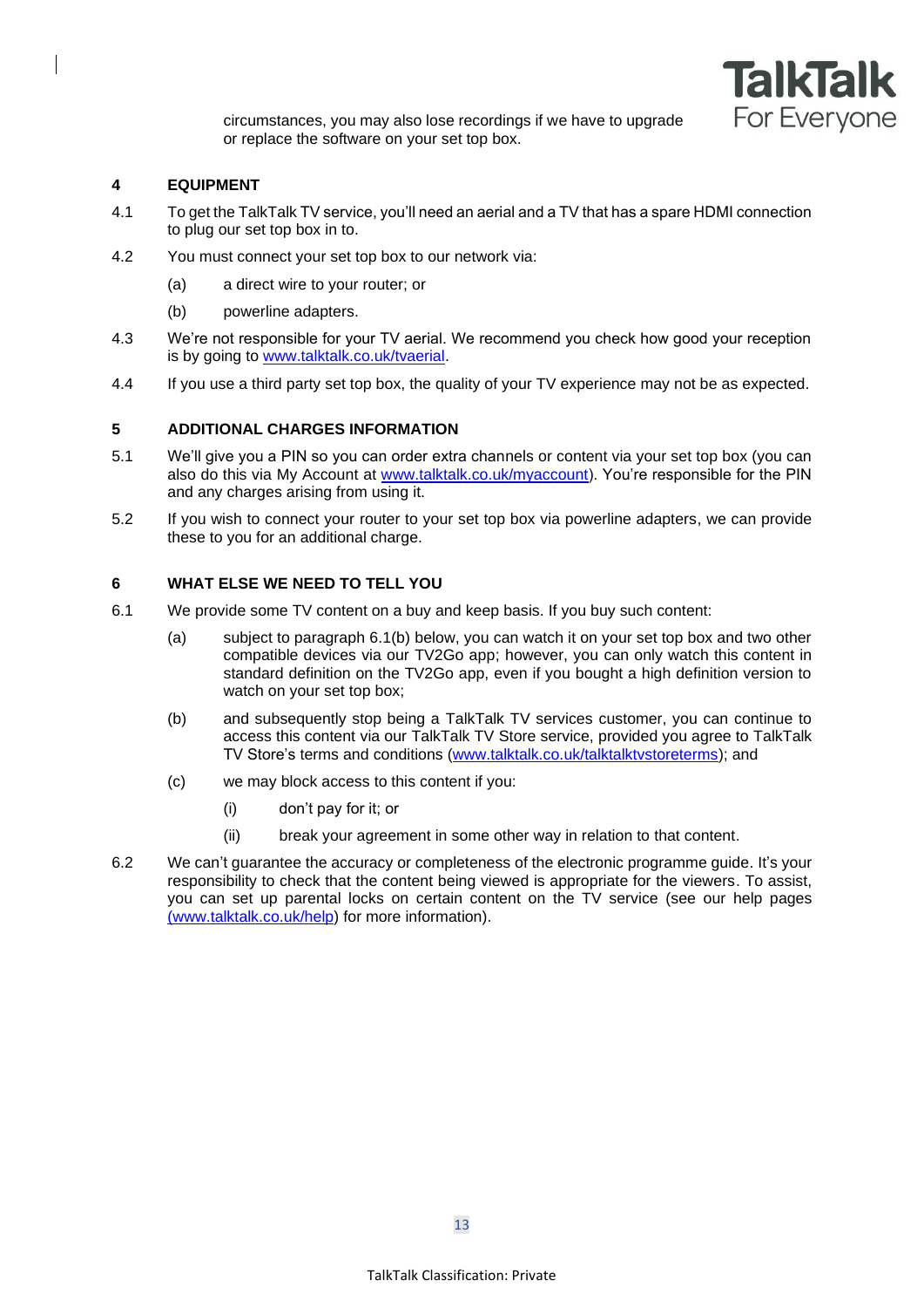circumstances, you may also lose recordings if we have to upgrade or replace the software on your set top box.

## 4 EQUIPMENT

4.1 To get the TalkTalk TV service, you'll need an aerial and a TV that has a spare HDMI connection to plug our set top box in to.

4.2 You must connect your set top box to our network via:

(a) a direct wire to your router; or

(b) powerline adapters.

4.3 We're not responsible for your TV aerial. We recommend you check how good your reception is by going to www.talktalk.co.uk/tvaerial.

4.4 If you use a third party set top box, the quality of your TV experience may not be as expected.

## 5 ADDITIONAL CHARGES INFORMATION

5.1 We'll give you a PIN so you can order extra channels or content via your set top box (you can also do this via My Account at www.talktalk.co.uk/myaccount). You're responsible for the PIN and any charges arising from using it.

5.2 If you wish to connect your router to your set top box via powerline adapters, we can provide these to you for an additional charge.

## 6 WHAT ELSE WE NEED TO TELL YOU

6.1 We provide some TV content on a buy and keep basis. If you buy such content:

(a) subject to paragraph 6.1(b) below, you can watch it on your set top box and two other compatible devices via our TV2Go app; however, you can only watch this content in standard definition on the TV2Go app, even if you bought a high definition version to watch on your set top box;

(b) and subsequently stop being a TalkTalk TV services customer, you can continue to access this content via our TalkTalk TV Store service, provided you agree to TalkTalk TV Store's terms and conditions (www.talktalk.co.uk/talktalktvstoreterms); and

(c) we may block access to this content if you:

(i) don't pay for it; or

(ii) break your agreement in some other way in relation to that content.

6.2 We can't guarantee the accuracy or completeness of the electronic programme guide. It's your responsibility to check that the content being viewed is appropriate for the viewers. To assist, you can set up parental locks on certain content on the TV service (see our help pages (www.talktalk.co.uk/help) for more information).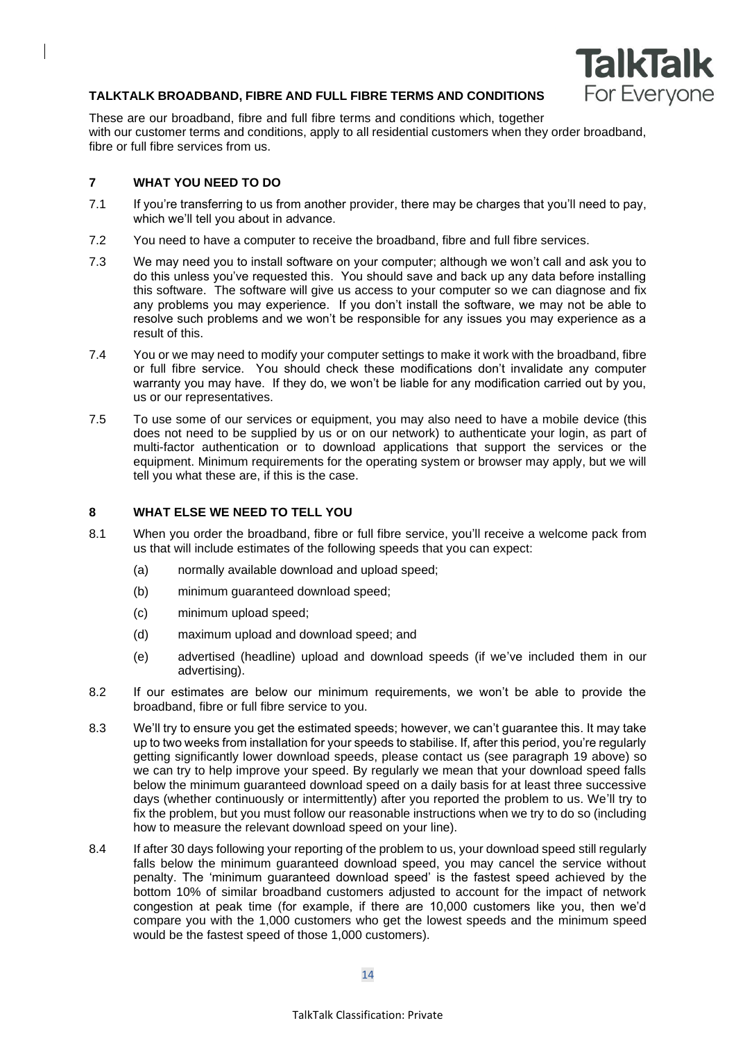**TALKTALK BROADBAND, FIBRE AND FULL FIBRE TERMS AND CONDITIONS**

These are our broadband, fibre and full fibre terms and conditions which, together with our customer terms and conditions, apply to all residential customers when they order broadband, fibre or full fibre services from us.

## 7 WHAT YOU NEED TO DO

7.1 If you're transferring to us from another provider, there may be charges that you'll need to pay, which we'll tell you about in advance.

7.2 You need to have a computer to receive the broadband, fibre and full fibre services.

7.3 We may need you to install software on your computer; although we won't call and ask you to do this unless you've requested this. You should save and back up any data before installing this software. The software will give us access to your computer so we can diagnose and fix any problems you may experience. If you don't install the software, we may not be able to resolve such problems and we won't be responsible for any issues you may experience as a result of this.

7.4 You or we may need to modify your computer settings to make it work with the broadband, fibre or full fibre service. You should check these modifications don't invalidate any computer warranty you may have. If they do, we won't be liable for any modification carried out by you, us or our representatives.

7.5 To use some of our services or equipment, you may also need to have a mobile device (this does not need to be supplied by us or on our network) to authenticate your login, as part of multi-factor authentication or to download applications that support the services or the equipment. Minimum requirements for the operating system or browser may apply, but we will tell you what these are, if this is the case.

## 8 WHAT ELSE WE NEED TO TELL YOU

8.1 When you order the broadband, fibre or full fibre service, you'll receive a welcome pack from us that will include estimates of the following speeds that you can expect:

(a) normally available download and upload speed;

(b) minimum guaranteed download speed;

(c) minimum upload speed;

(d) maximum upload and download speed; and

(e) advertised (headline) upload and download speeds (if we've included them in our advertising).

8.2 If our estimates are below our minimum requirements, we won't be able to provide the broadband, fibre or full fibre service to you.

8.3 We'll try to ensure you get the estimated speeds; however, we can't guarantee this. It may take up to two weeks from installation for your speeds to stabilise. If, after this period, you're regularly getting significantly lower download speeds, please contact us (see paragraph 19 above) so we can try to help improve your speed. By regularly we mean that your download speed falls below the minimum guaranteed download speed on a daily basis for at least three successive days (whether continuously or intermittently) after you reported the problem to us. We'll try to fix the problem, but you must follow our reasonable instructions when we try to do so (including how to measure the relevant download speed on your line).

8.4 If after 30 days following your reporting of the problem to us, your download speed still regularly falls below the minimum guaranteed download speed, you may cancel the service without penalty. The 'minimum guaranteed download speed' is the fastest speed achieved by the bottom 10% of similar broadband customers adjusted to account for the impact of network congestion at peak time (for example, if there are 10,000 customers like you, then we'd compare you with the 1,000 customers who get the lowest speeds and the minimum speed would be the fastest speed of those 1,000 customers).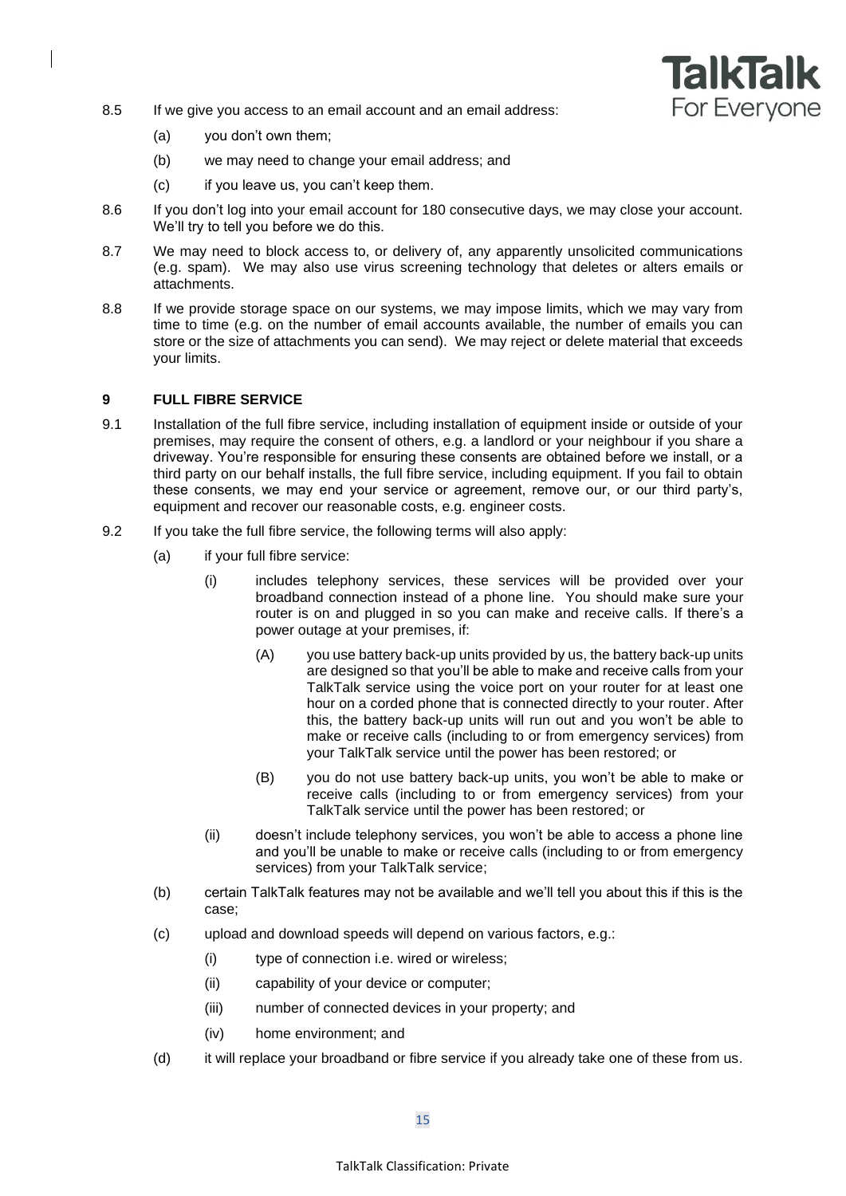8.5 If we give you access to an email account and an email address:

(a) you don't own them;

(b) we may need to change your email address; and

(c) if you leave us, you can't keep them.

8.6 If you don't log into your email account for 180 consecutive days, we may close your account. We'll try to tell you before we do this.

8.7 We may need to block access to, or delivery of, any apparently unsolicited communications (e.g. spam). We may also use virus screening technology that deletes or alters emails or attachments.

8.8 If we provide storage space on our systems, we may impose limits, which we may vary from time to time (e.g. on the number of email accounts available, the number of emails you can store or the size of attachments you can send). We may reject or delete material that exceeds your limits.

## 9 FULL FIBRE SERVICE

9.1 Installation of the full fibre service, including installation of equipment inside or outside of your premises, may require the consent of others, e.g. a landlord or your neighbour if you share a driveway. You're responsible for ensuring these consents are obtained before we install, or a third party on our behalf installs, the full fibre service, including equipment. If you fail to obtain these consents, we may end your service or agreement, remove our, or our third party's, equipment and recover our reasonable costs, e.g. engineer costs.

9.2 If you take the full fibre service, the following terms will also apply:

(a) if your full fibre service:

(i) includes telephony services, these services will be provided over your broadband connection instead of a phone line. You should make sure your router is on and plugged in so you can make and receive calls. If there's a power outage at your premises, if:

(A) you use battery back-up units provided by us, the battery back-up units are designed so that you'll be able to make and receive calls from your TalkTalk service using the voice port on your router for at least one hour on a corded phone that is connected directly to your router. After this, the battery back-up units will run out and you won't be able to make or receive calls (including to or from emergency services) from your TalkTalk service until the power has been restored; or

(B) you do not use battery back-up units, you won't be able to make or receive calls (including to or from emergency services) from your TalkTalk service until the power has been restored; or

(ii) doesn't include telephony services, you won't be able to access a phone line and you'll be unable to make or receive calls (including to or from emergency services) from your TalkTalk service;

(b) certain TalkTalk features may not be available and we'll tell you about this if this is the case;

(c) upload and download speeds will depend on various factors, e.g.:

(i) type of connection i.e. wired or wireless;

(ii) capability of your device or computer;

(iii) number of connected devices in your property; and

(iv) home environment; and

(d) it will replace your broadband or fibre service if you already take one of these from us.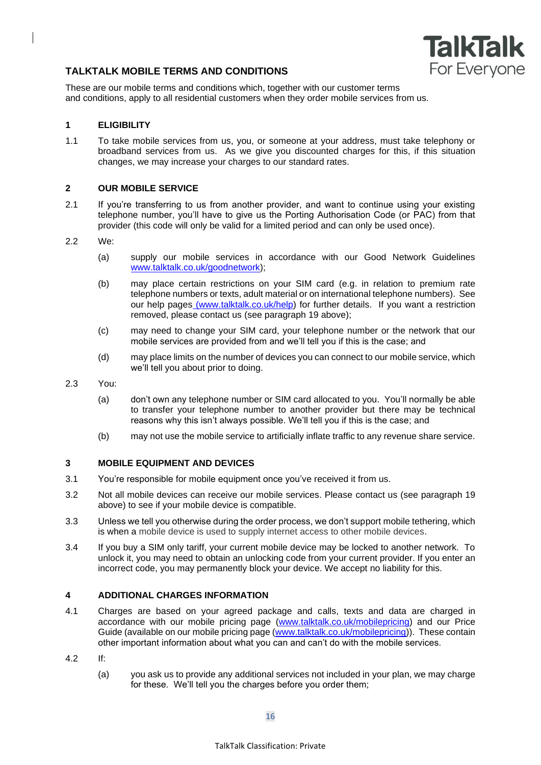## TALKTALK MOBILE TERMS AND CONDITIONS

These are our mobile terms and conditions which, together with our customer terms and conditions, apply to all residential customers when they order mobile services from us.

### 1 ELIGIBILITY

1.1 To take mobile services from us, you, or someone at your address, must take telephony or broadband services from us. As we give you discounted charges for this, if this situation changes, we may increase your charges to our standard rates.

### 2 OUR MOBILE SERVICE

2.1 If you're transferring to us from another provider, and want to continue using your existing telephone number, you'll have to give us the Porting Authorisation Code (or PAC) from that provider (this code will only be valid for a limited period and can only be used once).

2.2 We:

(a) supply our mobile services in accordance with our Good Network Guidelines www.talktalk.co.uk/goodnetwork);

(b) may place certain restrictions on your SIM card (e.g. in relation to premium rate telephone numbers or texts, adult material or on international telephone numbers). See our help pages (www.talktalk.co.uk/help) for further details. If you want a restriction removed, please contact us (see paragraph 19 above);

(c) may need to change your SIM card, your telephone number or the network that our mobile services are provided from and we'll tell you if this is the case; and

(d) may place limits on the number of devices you can connect to our mobile service, which we'll tell you about prior to doing.

2.3 You:

(a) don't own any telephone number or SIM card allocated to you. You'll normally be able to transfer your telephone number to another provider but there may be technical reasons why this isn't always possible. We'll tell you if this is the case; and

(b) may not use the mobile service to artificially inflate traffic to any revenue share service.

### 3 MOBILE EQUIPMENT AND DEVICES

3.1 You're responsible for mobile equipment once you've received it from us.

3.2 Not all mobile devices can receive our mobile services. Please contact us (see paragraph 19 above) to see if your mobile device is compatible.

3.3 Unless we tell you otherwise during the order process, we don't support mobile tethering, which is when a mobile device is used to supply internet access to other mobile devices.

3.4 If you buy a SIM only tariff, your current mobile device may be locked to another network. To unlock it, you may need to obtain an unlocking code from your current provider. If you enter an incorrect code, you may permanently block your device. We accept no liability for this.

### 4 ADDITIONAL CHARGES INFORMATION

4.1 Charges are based on your agreed package and calls, texts and data are charged in accordance with our mobile pricing page (www.talktalk.co.uk/mobilepricing) and our Price Guide (available on our mobile pricing page (www.talktalk.co.uk/mobilepricing)). These contain other important information about what you can and can't do with the mobile services.

4.2 If:

(a) you ask us to provide any additional services not included in your plan, we may charge for these. We'll tell you the charges before you order them;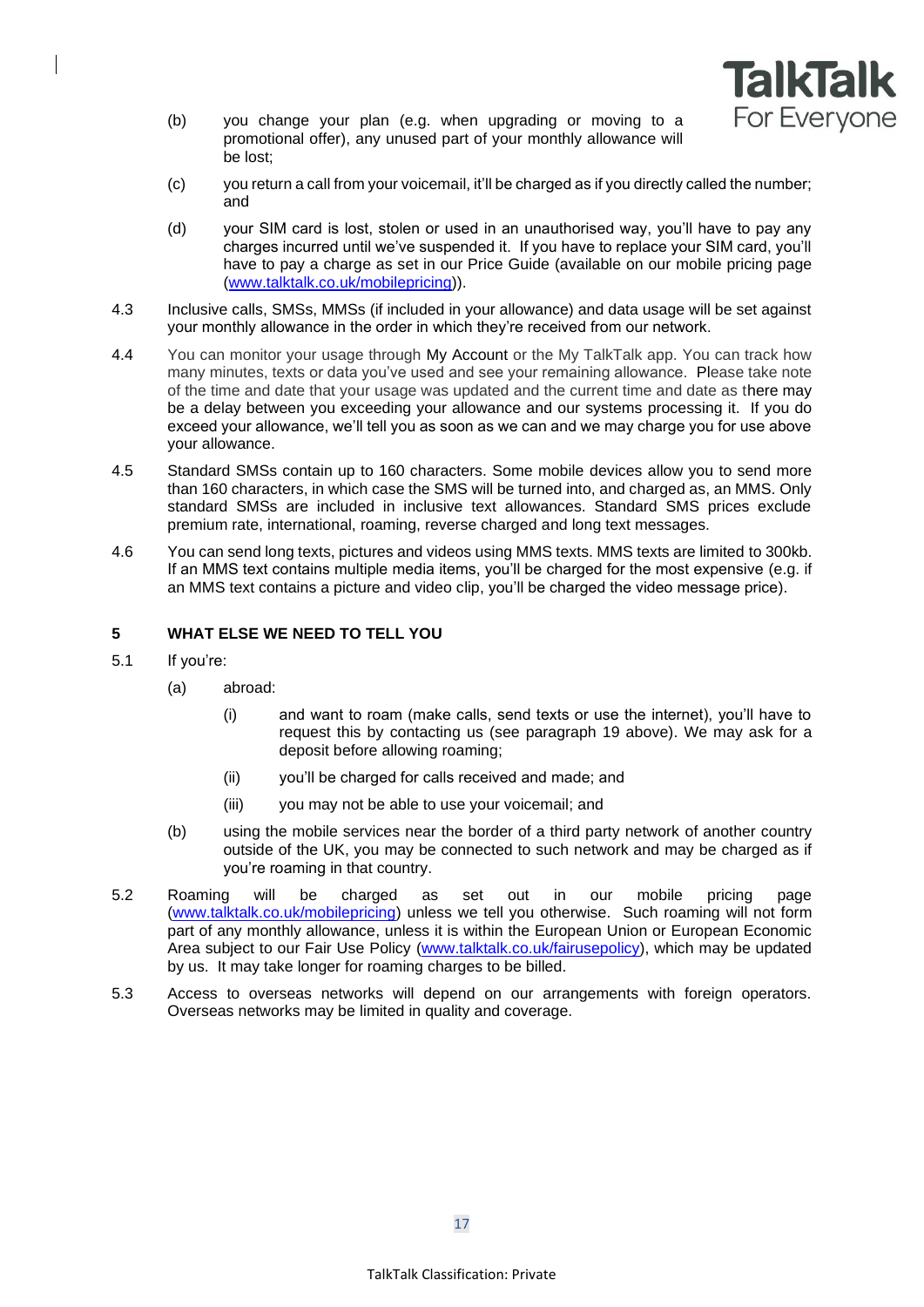(b) you change your plan (e.g. when upgrading or moving to a promotional offer), any unused part of your monthly allowance will be lost;

(c) you return a call from your voicemail, it'll be charged as if you directly called the number; and

(d) your SIM card is lost, stolen or used in an unauthorised way, you'll have to pay any charges incurred until we've suspended it. If you have to replace your SIM card, you'll have to pay a charge as set in our Price Guide (available on our mobile pricing page (www.talktalk.co.uk/mobilepricing)).

4.3 Inclusive calls, SMSs, MMSs (if included in your allowance) and data usage will be set against your monthly allowance in the order in which they're received from our network.

4.4 You can monitor your usage through My Account or the My TalkTalk app. You can track how many minutes, texts or data you've used and see your remaining allowance. Please take note of the time and date that your usage was updated and the current time and date as there may be a delay between you exceeding your allowance and our systems processing it. If you do exceed your allowance, we'll tell you as soon as we can and we may charge you for use above your allowance.

4.5 Standard SMSs contain up to 160 characters. Some mobile devices allow you to send more than 160 characters, in which case the SMS will be turned into, and charged as, an MMS. Only standard SMSs are included in inclusive text allowances. Standard SMS prices exclude premium rate, international, roaming, reverse charged and long text messages.

4.6 You can send long texts, pictures and videos using MMS texts. MMS texts are limited to 300kb. If an MMS text contains multiple media items, you'll be charged for the most expensive (e.g. if an MMS text contains a picture and video clip, you'll be charged the video message price).

## 5 WHAT ELSE WE NEED TO TELL YOU

5.1 If you're:

(a) abroad:

(i) and want to roam (make calls, send texts or use the internet), you'll have to request this by contacting us (see paragraph 19 above). We may ask for a deposit before allowing roaming;

(ii) you'll be charged for calls received and made; and

(iii) you may not be able to use your voicemail; and

(b) using the mobile services near the border of a third party network of another country outside of the UK, you may be connected to such network and may be charged as if you're roaming in that country.

5.2 Roaming will be charged as set out in our mobile pricing page (www.talktalk.co.uk/mobilepricing) unless we tell you otherwise. Such roaming will not form part of any monthly allowance, unless it is within the European Union or European Economic Area subject to our Fair Use Policy (www.talktalk.co.uk/fairusepolicy), which may be updated by us. It may take longer for roaming charges to be billed.

5.3 Access to overseas networks will depend on our arrangements with foreign operators. Overseas networks may be limited in quality and coverage.